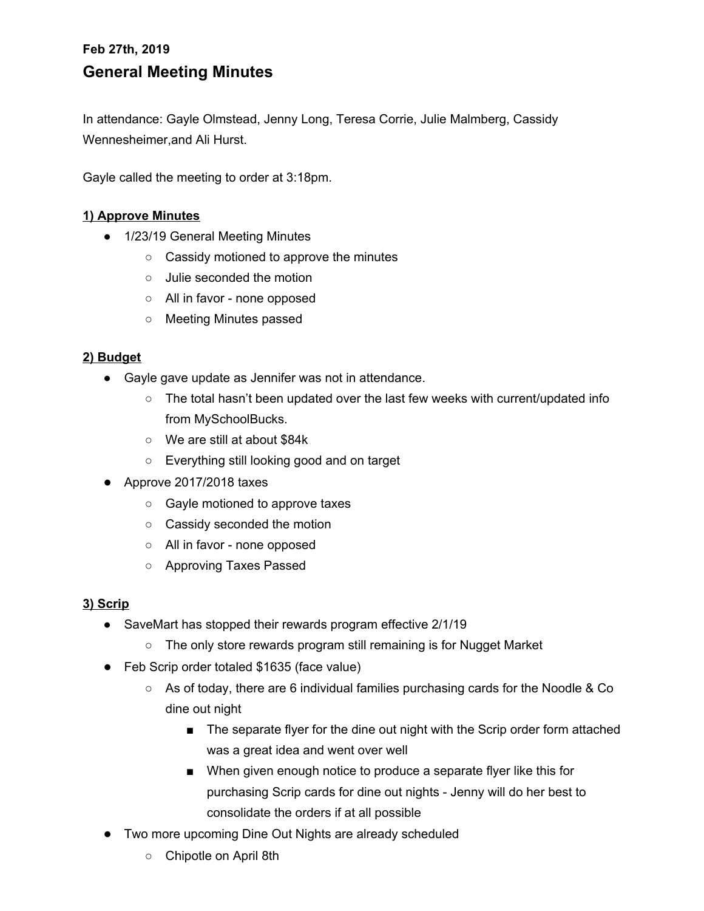**Feb 27th, 2019**

# General Meeting Minutes

In attendance: Gayle Olmstead, Jenny Long, Teresa Corrie, Julie Malmberg, Cassidy Wennesheimer,and Ali Hurst.

Gayle called the meeting to order at 3:18pm.

## 1) Approve Minutes

- 1/23/19 General Meeting Minutes
  - Cassidy motioned to approve the minutes
  - Julie seconded the motion
  - All in favor - none opposed
  - Meeting Minutes passed

## 2) Budget

- Gayle gave update as Jennifer was not in attendance.
  - The total hasn't been updated over the last few weeks with current/updated info from MySchoolBucks.
  - We are still at about $84k
  - Everything still looking good and on target
- Approve 2017/2018 taxes
  - Gayle motioned to approve taxes
  - Cassidy seconded the motion
  - All in favor - none opposed
  - Approving Taxes Passed

## 3) Scrip

- SaveMart has stopped their rewards program effective 2/1/19
  - The only store rewards program still remaining is for Nugget Market
- Feb Scrip order totaled $1635 (face value)
  - As of today, there are 6 individual families purchasing cards for the Noodle & Co dine out night
    - The separate flyer for the dine out night with the Scrip order form attached was a great idea and went over well
    - When given enough notice to produce a separate flyer like this for purchasing Scrip cards for dine out nights - Jenny will do her best to consolidate the orders if at all possible
- Two more upcoming Dine Out Nights are already scheduled
  - Chipotle on April 8th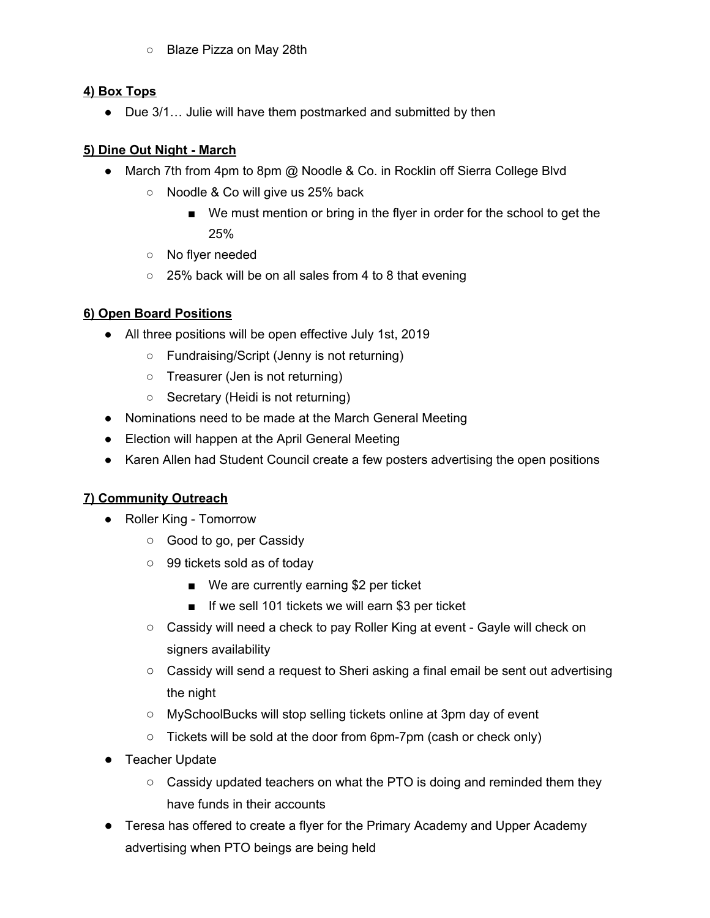- Blaze Pizza on May 28th

**4) Box Tops**

- Due 3/1… Julie will have them postmarked and submitted by then

**5) Dine Out Night - March**

- March 7th from 4pm to 8pm @ Noodle & Co. in Rocklin off Sierra College Blvd
    - Noodle & Co will give us 25% back
        - We must mention or bring in the flyer in order for the school to get the 25%
    - No flyer needed
    - 25% back will be on all sales from 4 to 8 that evening

**6) Open Board Positions**

- All three positions will be open effective July 1st, 2019
    - Fundraising/Script (Jenny is not returning)
    - Treasurer (Jen is not returning)
    - Secretary (Heidi is not returning)
- Nominations need to be made at the March General Meeting
- Election will happen at the April General Meeting
- Karen Allen had Student Council create a few posters advertising the open positions

**7) Community Outreach**

- Roller King - Tomorrow
    - Good to go, per Cassidy
    - 99 tickets sold as of today
        - We are currently earning $2 per ticket
        - If we sell 101 tickets we will earn $3 per ticket
    - Cassidy will need a check to pay Roller King at event - Gayle will check on signers availability
    - Cassidy will send a request to Sheri asking a final email be sent out advertising the night
    - MySchoolBucks will stop selling tickets online at 3pm day of event
    - Tickets will be sold at the door from 6pm-7pm (cash or check only)
- Teacher Update
    - Cassidy updated teachers on what the PTO is doing and reminded them they have funds in their accounts
- Teresa has offered to create a flyer for the Primary Academy and Upper Academy advertising when PTO beings are being held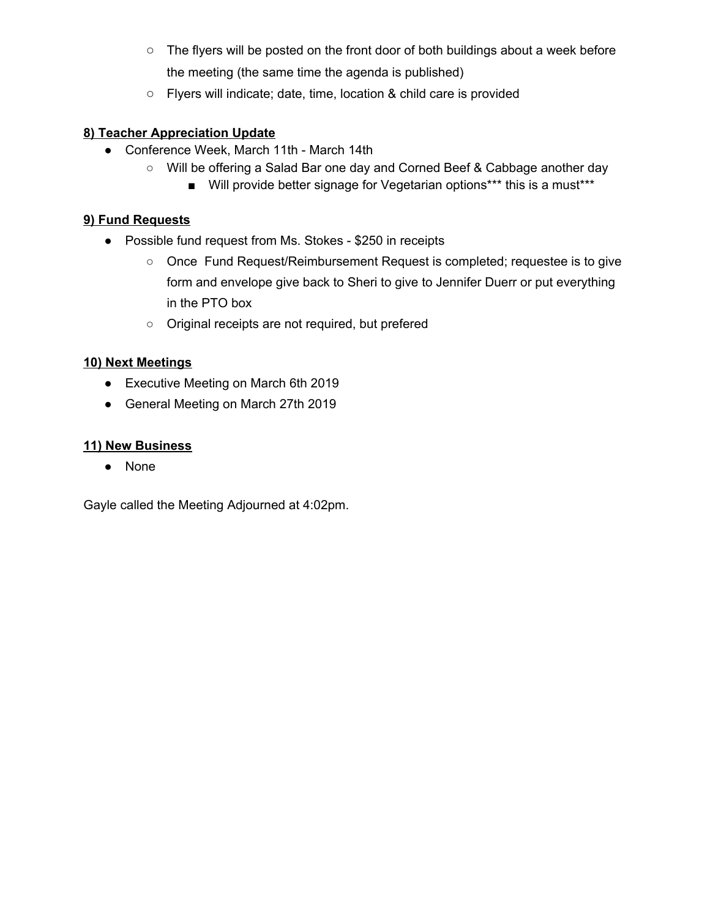- The flyers will be posted on the front door of both buildings about a week before the meeting (the same time the agenda is published)
  - Flyers will indicate; date, time, location & child care is provided

**8) Teacher Appreciation Update**

- Conference Week, March 11th - March 14th
  - Will be offering a Salad Bar one day and Corned Beef & Cabbage another day
    - Will provide better signage for Vegetarian options*** this is a must***

**9) Fund Requests**

- Possible fund request from Ms. Stokes - $250 in receipts
  - Once Fund Request/Reimbursement Request is completed; requestee is to give form and envelope give back to Sheri to give to Jennifer Duerr or put everything in the PTO box
  - Original receipts are not required, but prefered

**10) Next Meetings**

- Executive Meeting on March 6th 2019
- General Meeting on March 27th 2019

**11) New Business**

- None

Gayle called the Meeting Adjourned at 4:02pm.